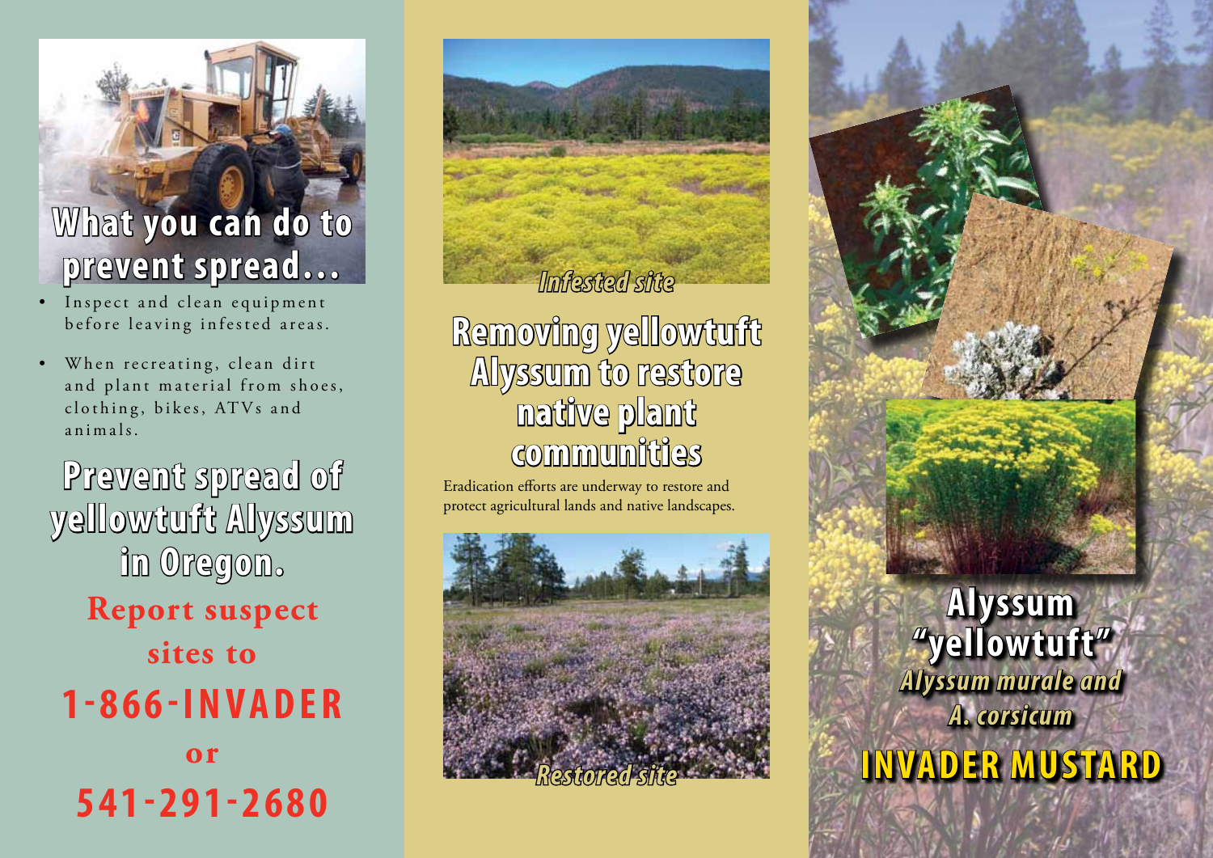## What you can do to prevent spread...

- Inspect and clean equipment before leaving infested areas.
- When recreating, clean dirt and plant material from shoes, clothing, bikes, ATVs and animals.

## Prevent spread of yellowtuft Alyssum in Oregon.

**Report suspect sites to**

**1-866-INVADER**

**or**

**541-291-2680**

*Infested site*

## Removing yellowtuft Alyssum to restore native plant communities

Eradication efforts are underway to restore and protect agricultural lands and native landscapes.

*Restored site*

# Alyssum "yellowtuft"

*Alyssum murale and A. corsicum*

# INVADER MUSTARD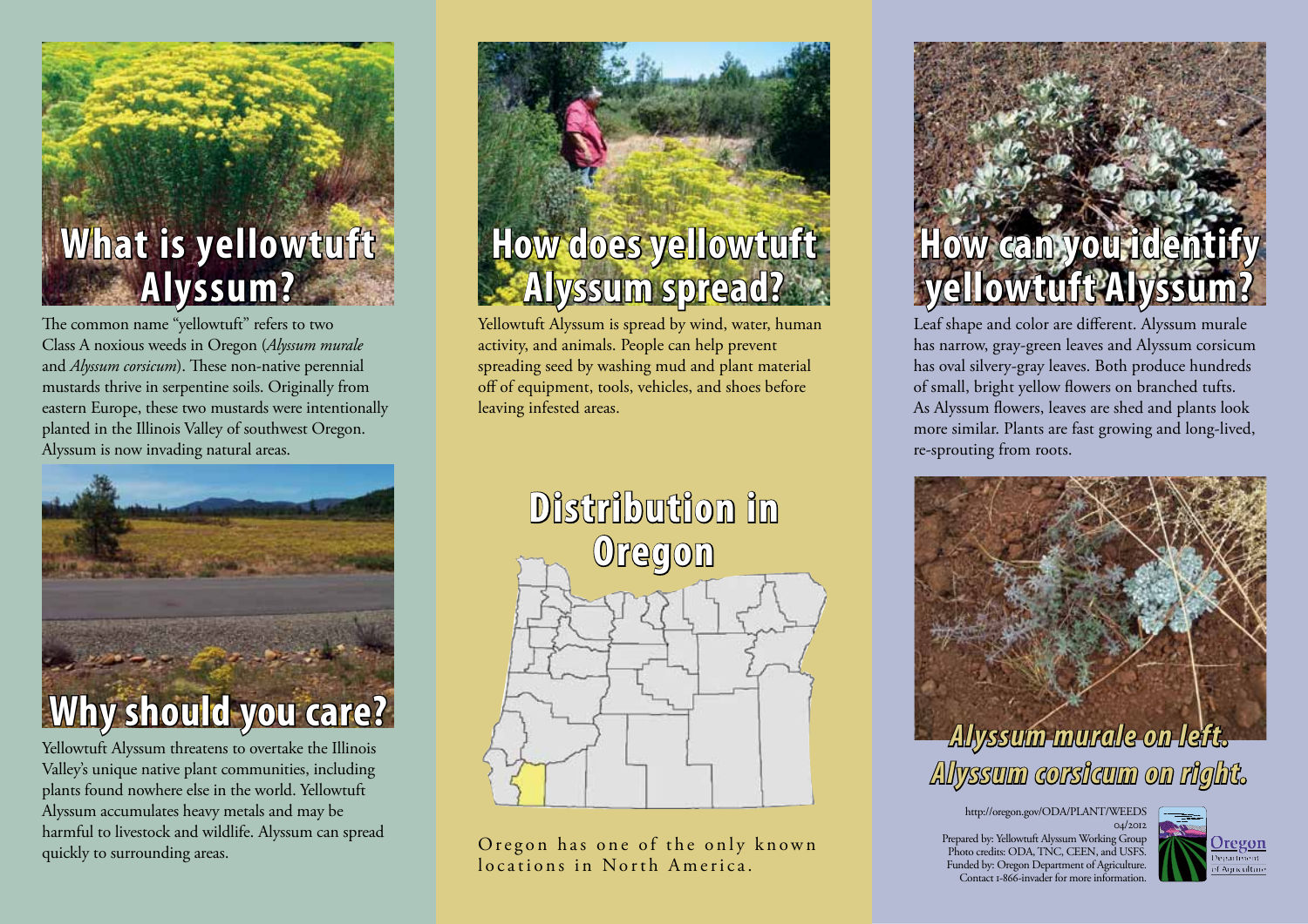## What is yellowtuft Alyssum?

The common name "yellowtuft" refers to two Class A noxious weeds in Oregon (*Alyssum murale* and *Alyssum corsicum*). These non-native perennial mustards thrive in serpentine soils. Originally from eastern Europe, these two mustards were intentionally planted in the Illinois Valley of southwest Oregon. Alyssum is now invading natural areas.

## Why should you care?

Yellowtuft Alyssum threatens to overtake the Illinois Valley's unique native plant communities, including plants found nowhere else in the world. Yellowtuft Alyssum accumulates heavy metals and may be harmful to livestock and wildlife. Alyssum can spread quickly to surrounding areas.

## How does yellowtuft Alyssum spread?

Yellowtuft Alyssum is spread by wind, water, human activity, and animals. People can help prevent spreading seed by washing mud and plant material off of equipment, tools, vehicles, and shoes before leaving infested areas.

## Distribution in Oregon

Oregon has one of the only known locations in North America.

## How can you identify yellowtuft Alyssum?

Leaf shape and color are different. Alyssum murale has narrow, gray-green leaves and Alyssum corsicum has oval silvery-gray leaves. Both produce hundreds of small, bright yellow flowers on branched tufts. As Alyssum flowers, leaves are shed and plants look more similar. Plants are fast growing and long-lived, re-sprouting from roots.

*Alyssum murale on left. Alyssum corsicum on right.*

http://oregon.gov/ODA/PLANT/WEEDS
04/2012
Prepared by: Yellowtuft Alyssum Working Group
Photo credits: ODA, TNC, CEEN, and USFS.
Funded by: Oregon Department of Agriculture.
Contact 1-866-invader for more information.

Oregon Department of Agriculture